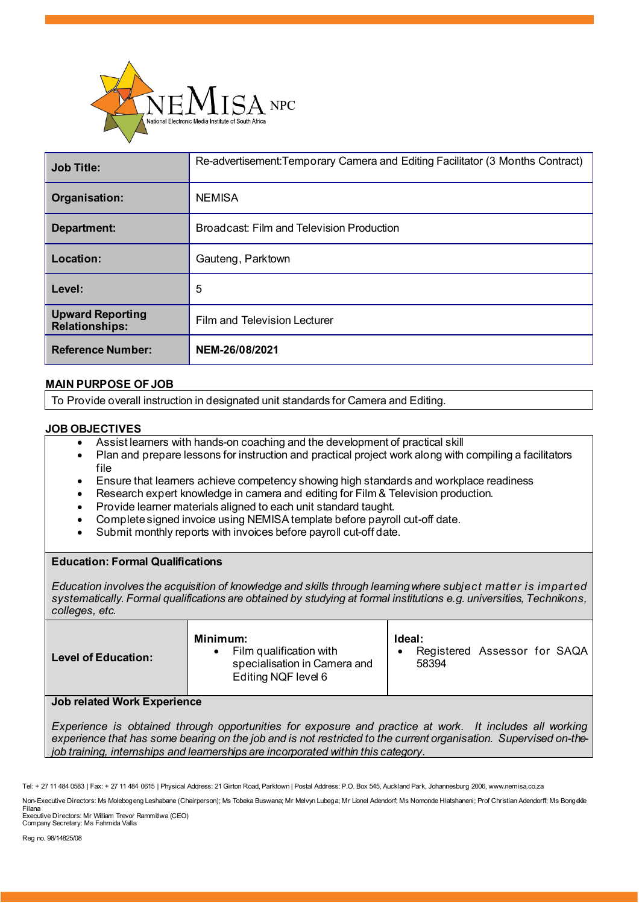NEMISA NPC
National Electronic Media Institute of South Africa

| | |
|---|---|
| **Job Title:** | Re-advertisement:Temporary Camera and Editing Facilitator (3 Months Contract) |
| **Organisation:** | NEMISA |
| **Department:** | Broadcast: Film and Television Production |
| **Location:** | Gauteng, Parktown |
| **Level:** | 5 |
| **Upward Reporting Relationships:** | Film and Television Lecturer |
| **Reference Number:** | **NEM-26/08/2021** |

## MAIN PURPOSE OF JOB

To Provide overall instruction in designated unit standards for Camera and Editing.

## JOB OBJECTIVES

- Assist learners with hands-on coaching and the development of practical skill
- Plan and prepare lessons for instruction and practical project work along with compiling a facilitators file
- Ensure that learners achieve competency showing high standards and workplace readiness
- Research expert knowledge in camera and editing for Film & Television production.
- Provide learner materials aligned to each unit standard taught.
- Complete signed invoice using NEMISA template before payroll cut-off date.
- Submit monthly reports with invoices before payroll cut-off date.

### Education: Formal Qualifications

*Education involves the acquisition of knowledge and skills through learning where subject matter is imparted systematically. Formal qualifications are obtained by studying at formal institutions e.g. universities, Technikons, colleges, etc.*

| | Minimum: | Ideal: |
|---|---|---|
| **Level of Education:** | Film qualification with specialisation in Camera and Editing NQF level 6 | Registered Assessor for SAQA 58394 |

### Job related Work Experience

*Experience is obtained through opportunities for exposure and practice at work. It includes all working experience that has some bearing on the job and is not restricted to the current organisation. Supervised on-the-job training, internships and learnerships are incorporated within this category.*

Tel: + 27 11 484 0583 | Fax: + 27 11 484 0615 | Physical Address: 21 Girton Road, Parktown | Postal Address: P.O. Box 545, Auckland Park, Johannesburg 2006, www.nemisa.co.za

Non-Executive Directors: Ms Molebogeng Leshabane (Chairperson); Ms Tobeka Buswana; Mr Melvyn Lubega; Mr Lionel Adendorf; Ms Nomonde Hlatshaneni; Prof Christian Adendorff; Ms Bongekile Filana
Executive Directors: Mr William Trevor Rammitlwa (CEO)
Company Secretary: Ms Fahmida Valla

Reg no. 98/14825/08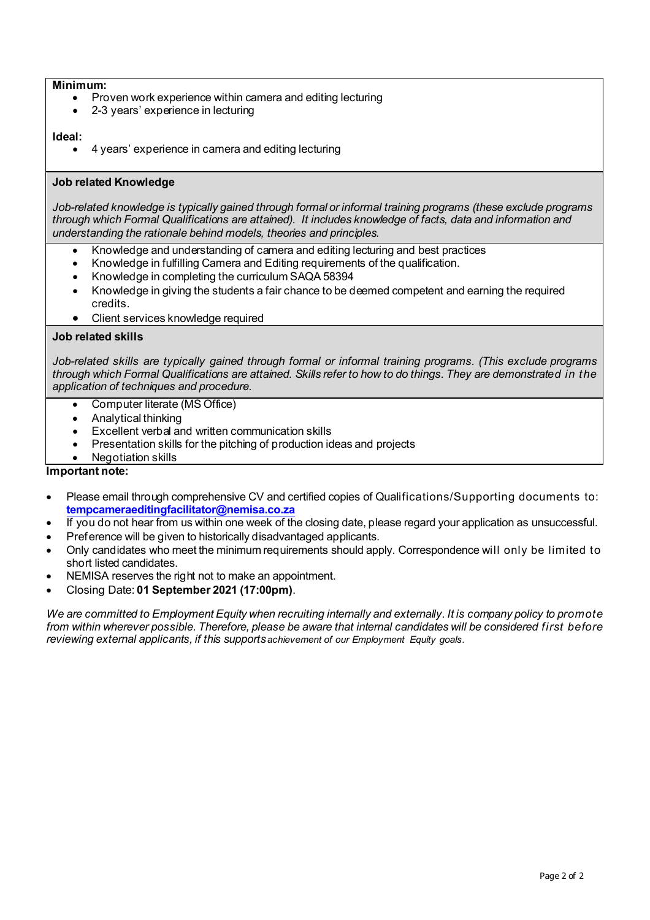**Minimum:**

- Proven work experience within camera and editing lecturing
- 2-3 years' experience in lecturing

**Ideal:**

- 4 years' experience in camera and editing lecturing

**Job related Knowledge**

*Job-related knowledge is typically gained through formal or informal training programs (these exclude programs through which Formal Qualifications are attained). It includes knowledge of facts, data and information and understanding the rationale behind models, theories and principles.*

- Knowledge and understanding of camera and editing lecturing and best practices
- Knowledge in fulfilling Camera and Editing requirements of the qualification.
- Knowledge in completing the curriculum SAQA 58394
- Knowledge in giving the students a fair chance to be deemed competent and earning the required credits.
- Client services knowledge required

**Job related skills**

*Job-related skills are typically gained through formal or informal training programs. (This exclude programs through which Formal Qualifications are attained. Skills refer to how to do things. They are demonstrated in the application of techniques and procedure.*

- Computer literate (MS Office)
- Analytical thinking
- Excellent verbal and written communication skills
- Presentation skills for the pitching of production ideas and projects
- Negotiation skills

**Important note:**

- Please email through comprehensive CV and certified copies of Qualifications/Supporting documents to: **tempcameraeditingfacilitator@nemisa.co.za**
- If you do not hear from us within one week of the closing date, please regard your application as unsuccessful.
- Preference will be given to historically disadvantaged applicants.
- Only candidates who meet the minimum requirements should apply. Correspondence will only be limited to short listed candidates.
- NEMISA reserves the right not to make an appointment.
- Closing Date: **01 September 2021 (17:00pm)**.

*We are committed to Employment Equity when recruiting internally and externally. It is company policy to promote from within wherever possible. Therefore, please be aware that internal candidates will be considered first before reviewing external applicants, if this supports achievement of our Employment Equity goals.*